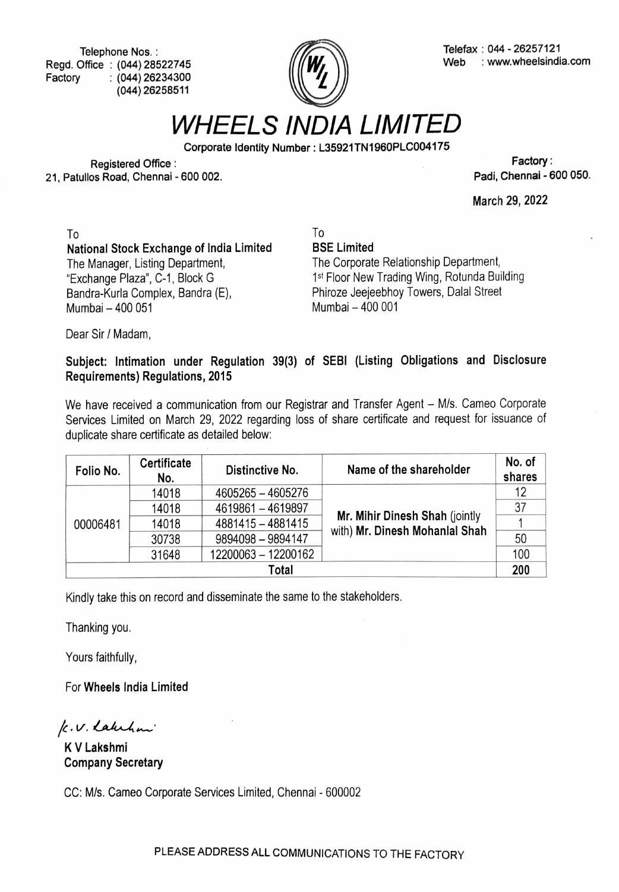Telephone Nos. :
Regd. Office : (044) 28522745
Factory : (044) 26234300
(044) 26258511

Telefax : 044 - 26257121
Web : www.wheelsindia.com

# WHEELS INDIA LIMITED

Corporate Identity Number : L35921TN1960PLC004175

Registered Office :
21, Patullos Road, Chennai - 600 002.

Factory :
Padi, Chennai - 600 050.

March 29, 2022

To
**National Stock Exchange of India Limited**
The Manager, Listing Department,
"Exchange Plaza", C-1, Block G
Bandra-Kurla Complex, Bandra (E),
Mumbai – 400 051

To
**BSE Limited**
The Corporate Relationship Department,
1st Floor New Trading Wing, Rotunda Building
Phiroze Jeejeebhoy Towers, Dalal Street
Mumbai – 400 001

Dear Sir / Madam,

**Subject: Intimation under Regulation 39(3) of SEBI (Listing Obligations and Disclosure Requirements) Regulations, 2015**

We have received a communication from our Registrar and Transfer Agent – M/s. Cameo Corporate Services Limited on March 29, 2022 regarding loss of share certificate and request for issuance of duplicate share certificate as detailed below:

| Folio No. | Certificate No. | Distinctive No. | Name of the shareholder | No. of shares |
|---|---|---|---|---|
| 00006481 | 14018 | 4605265 – 4605276 | **Mr. Mihir Dinesh Shah** (jointly with) **Mr. Dinesh Mohanlal Shah** | 12 |
| | 14018 | 4619861 – 4619897 | | 37 |
| | 14018 | 4881415 – 4881415 | | 1 |
| | 30738 | 9894098 – 9894147 | | 50 |
| | 31648 | 12200063 – 12200162 | | 100 |
| **Total** | | | | **200** |

Kindly take this on record and disseminate the same to the stakeholders.

Thanking you.

Yours faithfully,

For **Wheels India Limited**

K.V. Lakshmi

**K V Lakshmi**
**Company Secretary**

CC: M/s. Cameo Corporate Services Limited, Chennai - 600002

PLEASE ADDRESS ALL COMMUNICATIONS TO THE FACTORY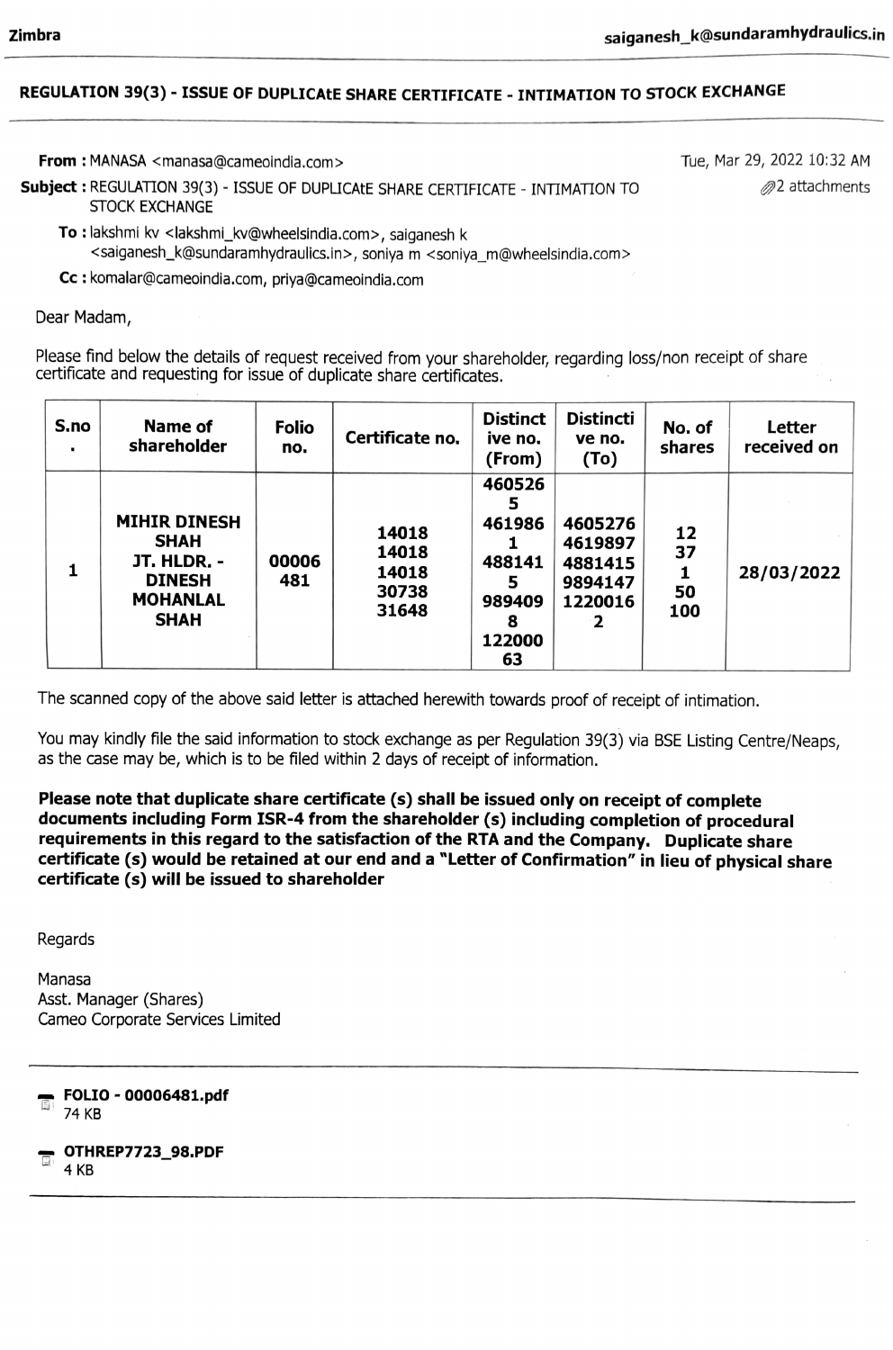Zimbra saiganesh_k@sundaramhydraulics.in

## REGULATION 39(3) - ISSUE OF DUPLICAtE SHARE CERTIFICATE - INTIMATION TO STOCK EXCHANGE

**From :** MANASA <manasa@cameoindia.com> Tue, Mar 29, 2022 10:32 AM

**Subject :** REGULATION 39(3) - ISSUE OF DUPLICAtE SHARE CERTIFICATE - INTIMATION TO STOCK EXCHANGE 2 attachments

**To :** lakshmi kv <lakshmi_kv@wheelsindia.com>, saiganesh k <saiganesh_k@sundaramhydraulics.in>, soniya m <soniya_m@wheelsindia.com>

**Cc :** komalar@cameoindia.com, priya@cameoindia.com

Dear Madam,

Please find below the details of request received from your shareholder, regarding loss/non receipt of share certificate and requesting for issue of duplicate share certificates.

| S.no. | Name of shareholder | Folio no. | Certificate no. | Distinctive no. (From) | Distinctive no. (To) | No. of shares | Letter received on |
|---|---|---|---|---|---|---|---|
| 1 | MIHIR DINESH SHAH JT. HLDR. - DINESH MOHANLAL SHAH | 00006481 | 14018<br>14018<br>14018<br>30738<br>31648 | 4605265<br>4619861<br>4881415<br>9894098<br>12200063 | 4605276<br>4619897<br>4881415<br>9894147<br>12200162 | 12<br>37<br>1<br>50<br>100 | 28/03/2022 |

The scanned copy of the above said letter is attached herewith towards proof of receipt of intimation.

You may kindly file the said information to stock exchange as per Regulation 39(3) via BSE Listing Centre/Neaps, as the case may be, which is to be filed within 2 days of receipt of information.

**Please note that duplicate share certificate (s) shall be issued only on receipt of complete documents including Form ISR-4 from the shareholder (s) including completion of procedural requirements in this regard to the satisfaction of the RTA and the Company. Duplicate share certificate (s) would be retained at our end and a "Letter of Confirmation" in lieu of physical share certificate (s) will be issued to shareholder**

Regards

Manasa
Asst. Manager (Shares)
Cameo Corporate Services Limited

**FOLIO - 00006481.pdf**
74 KB

**OTHREP7723_98.PDF**
4 KB